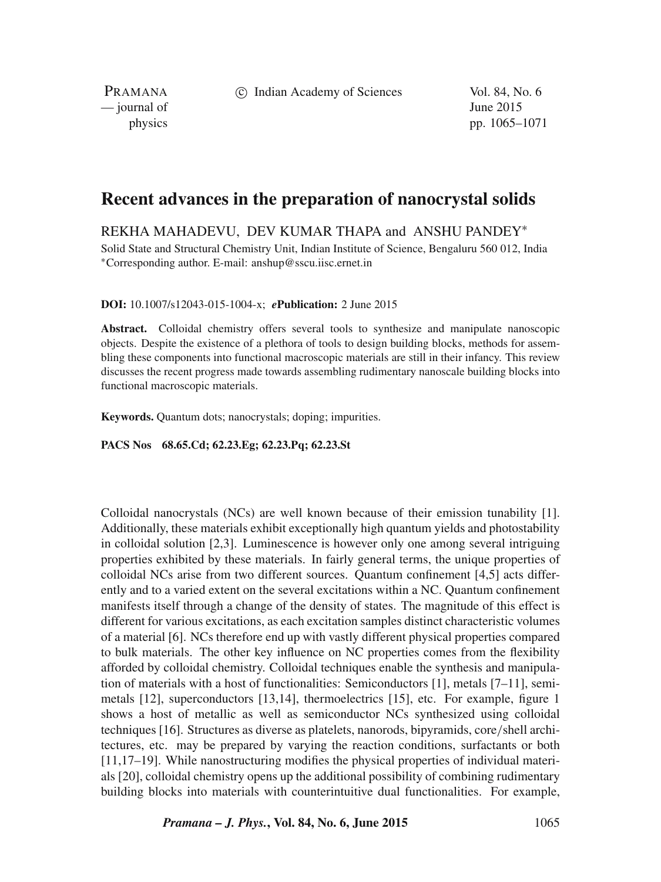# Recent advances in the preparation of nanocrystal solids

REKHA MAHADEVU, DEV KUMAR THAPA and ANSHU PANDEY*

Solid State and Structural Chemistry Unit, Indian Institute of Science, Bengaluru 560 012, India
*Corresponding author. E-mail: anshup@sscu.iisc.ernet.in

**DOI:** 10.1007/s12043-015-1004-x; ***e*Publication:** 2 June 2015

**Abstract.** Colloidal chemistry offers several tools to synthesize and manipulate nanoscopic objects. Despite the existence of a plethora of tools to design building blocks, methods for assembling these components into functional macroscopic materials are still in their infancy. This review discusses the recent progress made towards assembling rudimentary nanoscale building blocks into functional macroscopic materials.

**Keywords.** Quantum dots; nanocrystals; doping; impurities.

**PACS Nos** 68.65.Cd; 62.23.Eg; 62.23.Pq; 62.23.St

Colloidal nanocrystals (NCs) are well known because of their emission tunability [1]. Additionally, these materials exhibit exceptionally high quantum yields and photostability in colloidal solution [2,3]. Luminescence is however only one among several intriguing properties exhibited by these materials. In fairly general terms, the unique properties of colloidal NCs arise from two different sources. Quantum confinement [4,5] acts differently and to a varied extent on the several excitations within a NC. Quantum confinement manifests itself through a change of the density of states. The magnitude of this effect is different for various excitations, as each excitation samples distinct characteristic volumes of a material [6]. NCs therefore end up with vastly different physical properties compared to bulk materials. The other key influence on NC properties comes from the flexibility afforded by colloidal chemistry. Colloidal techniques enable the synthesis and manipulation of materials with a host of functionalities: Semiconductors [1], metals [7–11], semimetals [12], superconductors [13,14], thermoelectrics [15], etc. For example, figure 1 shows a host of metallic as well as semiconductor NCs synthesized using colloidal techniques [16]. Structures as diverse as platelets, nanorods, bipyramids, core/shell architectures, etc. may be prepared by varying the reaction conditions, surfactants or both [11,17–19]. While nanostructuring modifies the physical properties of individual materials [20], colloidal chemistry opens up the additional possibility of combining rudimentary building blocks into materials with counterintuitive dual functionalities. For example,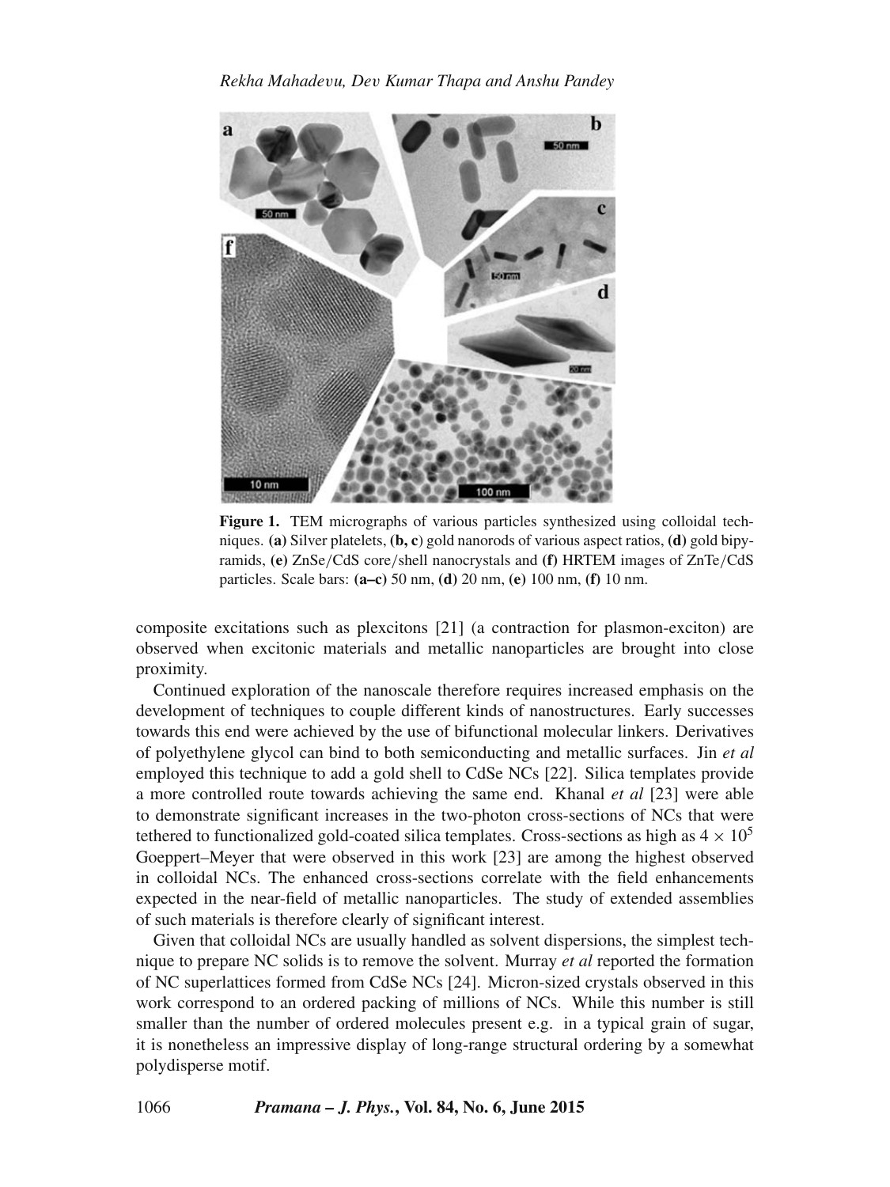**Figure 1.** TEM micrographs of various particles synthesized using colloidal techniques. **(a)** Silver platelets, **(b, c)** gold nanorods of various aspect ratios, **(d)** gold bipyramids, **(e)** ZnSe/CdS core/shell nanocrystals and **(f)** HRTEM images of ZnTe/CdS particles. Scale bars: **(a–c)** 50 nm, **(d)** 20 nm, **(e)** 100 nm, **(f)** 10 nm.

composite excitations such as plexcitons [21] (a contraction for plasmon-exciton) are observed when excitonic materials and metallic nanoparticles are brought into close proximity.

Continued exploration of the nanoscale therefore requires increased emphasis on the development of techniques to couple different kinds of nanostructures. Early successes towards this end were achieved by the use of bifunctional molecular linkers. Derivatives of polyethylene glycol can bind to both semiconducting and metallic surfaces. Jin *et al* employed this technique to add a gold shell to CdSe NCs [22]. Silica templates provide a more controlled route towards achieving the same end. Khanal *et al* [23] were able to demonstrate significant increases in the two-photon cross-sections of NCs that were tethered to functionalized gold-coated silica templates. Cross-sections as high as $4 \times 10^5$ Goeppert–Meyer that were observed in this work [23] are among the highest observed in colloidal NCs. The enhanced cross-sections correlate with the field enhancements expected in the near-field of metallic nanoparticles. The study of extended assemblies of such materials is therefore clearly of significant interest.

Given that colloidal NCs are usually handled as solvent dispersions, the simplest technique to prepare NC solids is to remove the solvent. Murray *et al* reported the formation of NC superlattices formed from CdSe NCs [24]. Micron-sized crystals observed in this work correspond to an ordered packing of millions of NCs. While this number is still smaller than the number of ordered molecules present e.g. in a typical grain of sugar, it is nonetheless an impressive display of long-range structural ordering by a somewhat polydisperse motif.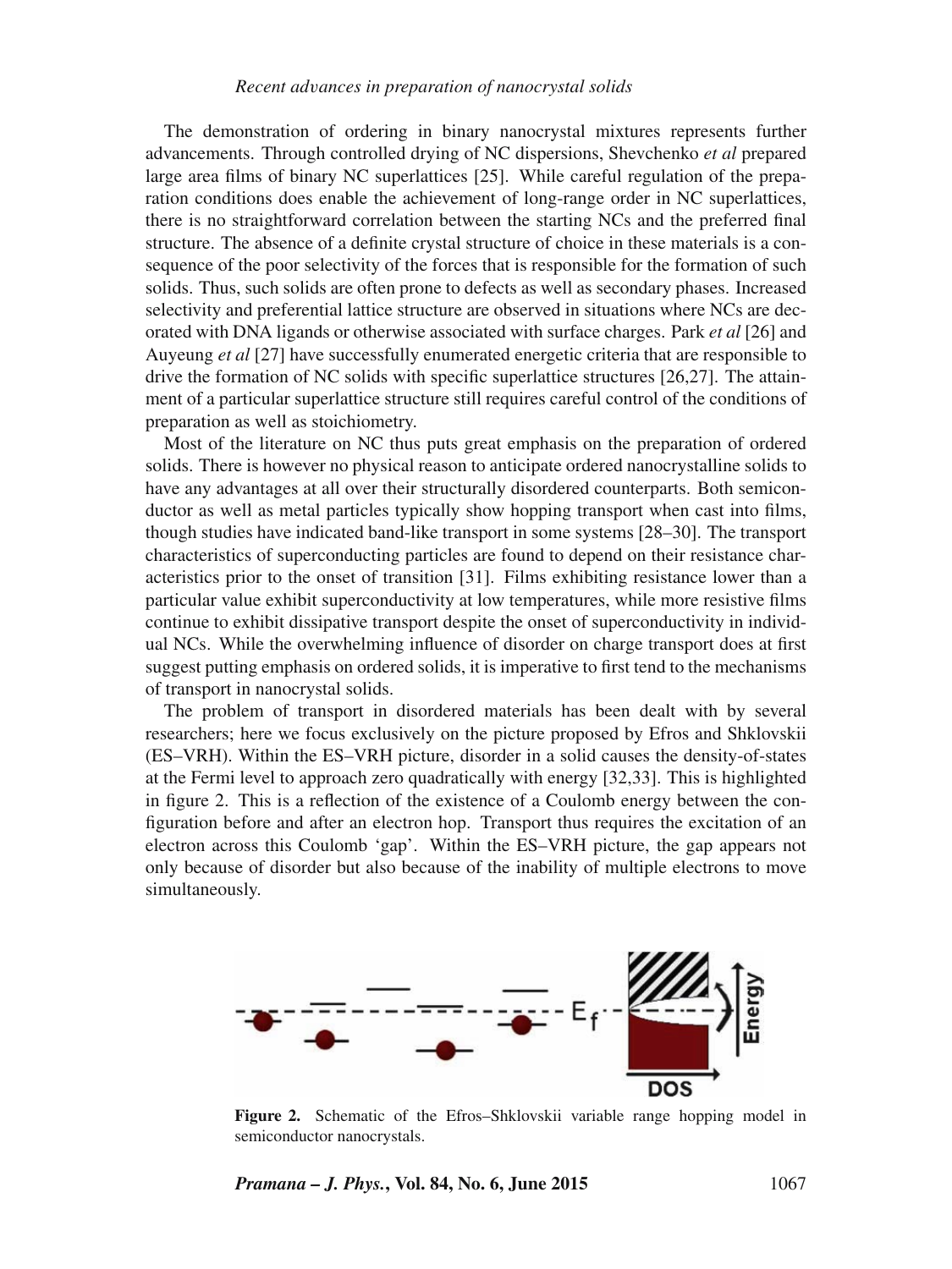The demonstration of ordering in binary nanocrystal mixtures represents further advancements. Through controlled drying of NC dispersions, Shevchenko *et al* prepared large area films of binary NC superlattices [25]. While careful regulation of the preparation conditions does enable the achievement of long-range order in NC superlattices, there is no straightforward correlation between the starting NCs and the preferred final structure. The absence of a definite crystal structure of choice in these materials is a consequence of the poor selectivity of the forces that is responsible for the formation of such solids. Thus, such solids are often prone to defects as well as secondary phases. Increased selectivity and preferential lattice structure are observed in situations where NCs are decorated with DNA ligands or otherwise associated with surface charges. Park *et al* [26] and Auyeung *et al* [27] have successfully enumerated energetic criteria that are responsible to drive the formation of NC solids with specific superlattice structures [26,27]. The attainment of a particular superlattice structure still requires careful control of the conditions of preparation as well as stoichiometry.

Most of the literature on NC thus puts great emphasis on the preparation of ordered solids. There is however no physical reason to anticipate ordered nanocrystalline solids to have any advantages at all over their structurally disordered counterparts. Both semiconductor as well as metal particles typically show hopping transport when cast into films, though studies have indicated band-like transport in some systems [28–30]. The transport characteristics of superconducting particles are found to depend on their resistance characteristics prior to the onset of transition [31]. Films exhibiting resistance lower than a particular value exhibit superconductivity at low temperatures, while more resistive films continue to exhibit dissipative transport despite the onset of superconductivity in individual NCs. While the overwhelming influence of disorder on charge transport does at first suggest putting emphasis on ordered solids, it is imperative to first tend to the mechanisms of transport in nanocrystal solids.

The problem of transport in disordered materials has been dealt with by several researchers; here we focus exclusively on the picture proposed by Efros and Shklovskii (ES–VRH). Within the ES–VRH picture, disorder in a solid causes the density-of-states at the Fermi level to approach zero quadratically with energy [32,33]. This is highlighted in figure 2. This is a reflection of the existence of a Coulomb energy between the configuration before and after an electron hop. Transport thus requires the excitation of an electron across this Coulomb 'gap'. Within the ES–VRH picture, the gap appears not only because of disorder but also because of the inability of multiple electrons to move simultaneously.

**Figure 2.** Schematic of the Efros–Shklovskii variable range hopping model in semiconductor nanocrystals.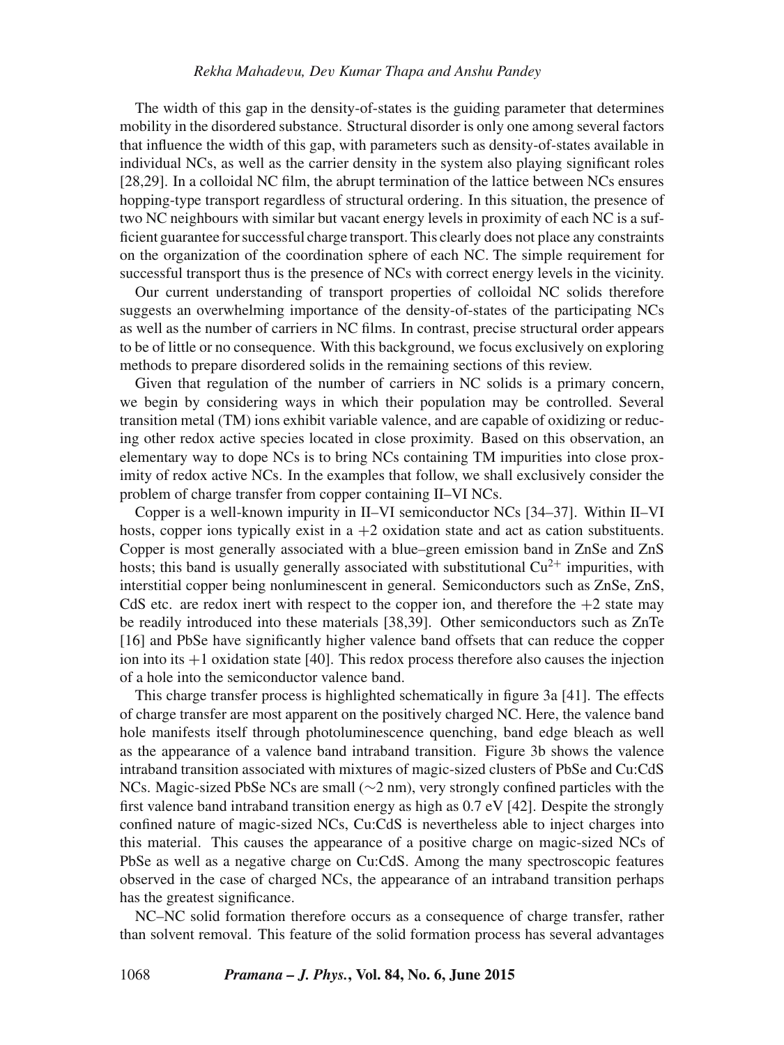The width of this gap in the density-of-states is the guiding parameter that determines mobility in the disordered substance. Structural disorder is only one among several factors that influence the width of this gap, with parameters such as density-of-states available in individual NCs, as well as the carrier density in the system also playing significant roles [28,29]. In a colloidal NC film, the abrupt termination of the lattice between NCs ensures hopping-type transport regardless of structural ordering. In this situation, the presence of two NC neighbours with similar but vacant energy levels in proximity of each NC is a sufficient guarantee for successful charge transport. This clearly does not place any constraints on the organization of the coordination sphere of each NC. The simple requirement for successful transport thus is the presence of NCs with correct energy levels in the vicinity.

Our current understanding of transport properties of colloidal NC solids therefore suggests an overwhelming importance of the density-of-states of the participating NCs as well as the number of carriers in NC films. In contrast, precise structural order appears to be of little or no consequence. With this background, we focus exclusively on exploring methods to prepare disordered solids in the remaining sections of this review.

Given that regulation of the number of carriers in NC solids is a primary concern, we begin by considering ways in which their population may be controlled. Several transition metal (TM) ions exhibit variable valence, and are capable of oxidizing or reducing other redox active species located in close proximity. Based on this observation, an elementary way to dope NCs is to bring NCs containing TM impurities into close proximity of redox active NCs. In the examples that follow, we shall exclusively consider the problem of charge transfer from copper containing II–VI NCs.

Copper is a well-known impurity in II–VI semiconductor NCs [34–37]. Within II–VI hosts, copper ions typically exist in a +2 oxidation state and act as cation substituents. Copper is most generally associated with a blue–green emission band in ZnSe and ZnS hosts; this band is usually generally associated with substitutional $Cu^{2+}$ impurities, with interstitial copper being nonluminescent in general. Semiconductors such as ZnSe, ZnS, CdS etc. are redox inert with respect to the copper ion, and therefore the +2 state may be readily introduced into these materials [38,39]. Other semiconductors such as ZnTe [16] and PbSe have significantly higher valence band offsets that can reduce the copper ion into its +1 oxidation state [40]. This redox process therefore also causes the injection of a hole into the semiconductor valence band.

This charge transfer process is highlighted schematically in figure 3a [41]. The effects of charge transfer are most apparent on the positively charged NC. Here, the valence band hole manifests itself through photoluminescence quenching, band edge bleach as well as the appearance of a valence band intraband transition. Figure 3b shows the valence intraband transition associated with mixtures of magic-sized clusters of PbSe and Cu:CdS NCs. Magic-sized PbSe NCs are small ($\sim$2 nm), very strongly confined particles with the first valence band intraband transition energy as high as 0.7 eV [42]. Despite the strongly confined nature of magic-sized NCs, Cu:CdS is nevertheless able to inject charges into this material. This causes the appearance of a positive charge on magic-sized NCs of PbSe as well as a negative charge on Cu:CdS. Among the many spectroscopic features observed in the case of charged NCs, the appearance of an intraband transition perhaps has the greatest significance.

NC–NC solid formation therefore occurs as a consequence of charge transfer, rather than solvent removal. This feature of the solid formation process has several advantages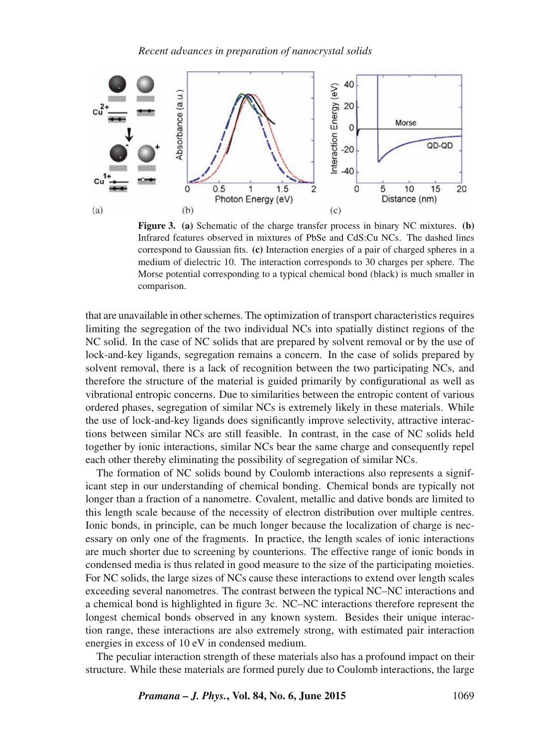Cu$^{2+}$

Cu$^{1+}$

(a)

Absorbance (a.u.)

0 0.5 1 1.5 2

Photon Energy (eV)

(b)

Interaction Energy (eV)

40 20 0 -20 -40

Morse

QD-QD

0 5 10 15 20

Distance (nm)

(c)

**Figure 3.** **(a)** Schematic of the charge transfer process in binary NC mixtures. **(b)** Infrared features observed in mixtures of PbSe and CdS:Cu NCs. The dashed lines correspond to Gaussian fits. **(c)** Interaction energies of a pair of charged spheres in a medium of dielectric 10. The interaction corresponds to 30 charges per sphere. The Morse potential corresponding to a typical chemical bond (black) is much smaller in comparison.

that are unavailable in other schemes. The optimization of transport characteristics requires limiting the segregation of the two individual NCs into spatially distinct regions of the NC solid. In the case of NC solids that are prepared by solvent removal or by the use of lock-and-key ligands, segregation remains a concern. In the case of solids prepared by solvent removal, there is a lack of recognition between the two participating NCs, and therefore the structure of the material is guided primarily by configurational as well as vibrational entropic concerns. Due to similarities between the entropic content of various ordered phases, segregation of similar NCs is extremely likely in these materials. While the use of lock-and-key ligands does significantly improve selectivity, attractive interactions between similar NCs are still feasible. In contrast, in the case of NC solids held together by ionic interactions, similar NCs bear the same charge and consequently repel each other thereby eliminating the possibility of segregation of similar NCs.

The formation of NC solids bound by Coulomb interactions also represents a significant step in our understanding of chemical bonding. Chemical bonds are typically not longer than a fraction of a nanometre. Covalent, metallic and dative bonds are limited to this length scale because of the necessity of electron distribution over multiple centres. Ionic bonds, in principle, can be much longer because the localization of charge is necessary on only one of the fragments. In practice, the length scales of ionic interactions are much shorter due to screening by counterions. The effective range of ionic bonds in condensed media is thus related in good measure to the size of the participating moieties. For NC solids, the large sizes of NCs cause these interactions to extend over length scales exceeding several nanometres. The contrast between the typical NC–NC interactions and a chemical bond is highlighted in figure 3c. NC–NC interactions therefore represent the longest chemical bonds observed in any known system. Besides their unique interaction range, these interactions are also extremely strong, with estimated pair interaction energies in excess of 10 eV in condensed medium.

The peculiar interaction strength of these materials also has a profound impact on their structure. While these materials are formed purely due to Coulomb interactions, the large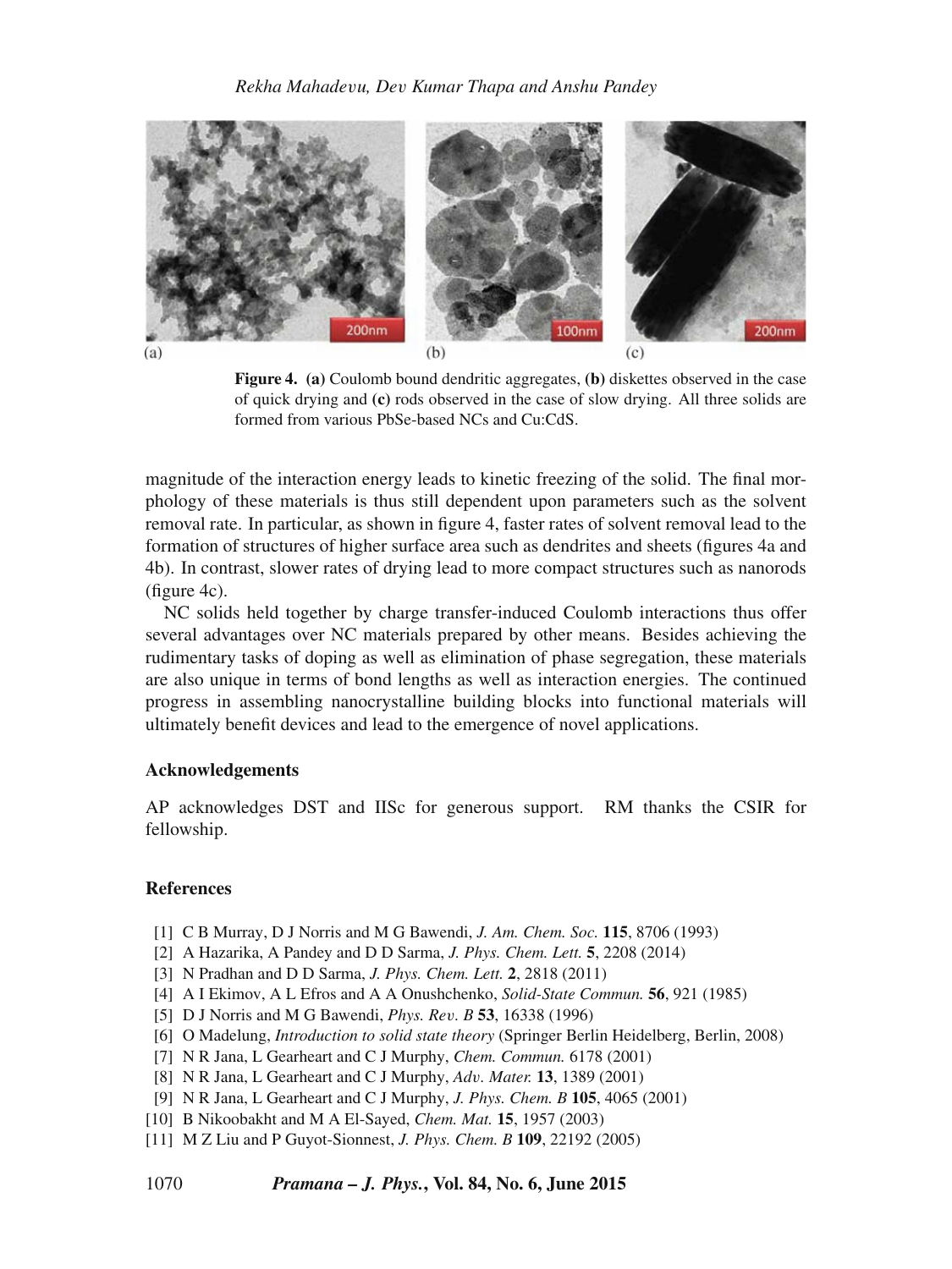Figure 4. **(a)** Coulomb bound dendritic aggregates, **(b)** diskettes observed in the case of quick drying and **(c)** rods observed in the case of slow drying. All three solids are formed from various PbSe-based NCs and Cu:CdS.

magnitude of the interaction energy leads to kinetic freezing of the solid. The final morphology of these materials is thus still dependent upon parameters such as the solvent removal rate. In particular, as shown in figure 4, faster rates of solvent removal lead to the formation of structures of higher surface area such as dendrites and sheets (figures 4a and 4b). In contrast, slower rates of drying lead to more compact structures such as nanorods (figure 4c).

NC solids held together by charge transfer-induced Coulomb interactions thus offer several advantages over NC materials prepared by other means. Besides achieving the rudimentary tasks of doping as well as elimination of phase segregation, these materials are also unique in terms of bond lengths as well as interaction energies. The continued progress in assembling nanocrystalline building blocks into functional materials will ultimately benefit devices and lead to the emergence of novel applications.

### Acknowledgements

AP acknowledges DST and IISc for generous support. RM thanks the CSIR for fellowship.

### References

[1] C B Murray, D J Norris and M G Bawendi, *J. Am. Chem. Soc.* **115**, 8706 (1993)
[2] A Hazarika, A Pandey and D D Sarma, *J. Phys. Chem. Lett.* **5**, 2208 (2014)
[3] N Pradhan and D D Sarma, *J. Phys. Chem. Lett.* **2**, 2818 (2011)
[4] A I Ekimov, A L Efros and A A Onushchenko, *Solid-State Commun.* **56**, 921 (1985)
[5] D J Norris and M G Bawendi, *Phys. Rev. B* **53**, 16338 (1996)
[6] O Madelung, *Introduction to solid state theory* (Springer Berlin Heidelberg, Berlin, 2008)
[7] N R Jana, L Gearheart and C J Murphy, *Chem. Commun.* 6178 (2001)
[8] N R Jana, L Gearheart and C J Murphy, *Adv. Mater.* **13**, 1389 (2001)
[9] N R Jana, L Gearheart and C J Murphy, *J. Phys. Chem. B* **105**, 4065 (2001)
[10] B Nikoobakht and M A El-Sayed, *Chem. Mat.* **15**, 1957 (2003)
[11] M Z Liu and P Guyot-Sionnest, *J. Phys. Chem. B* **109**, 22192 (2005)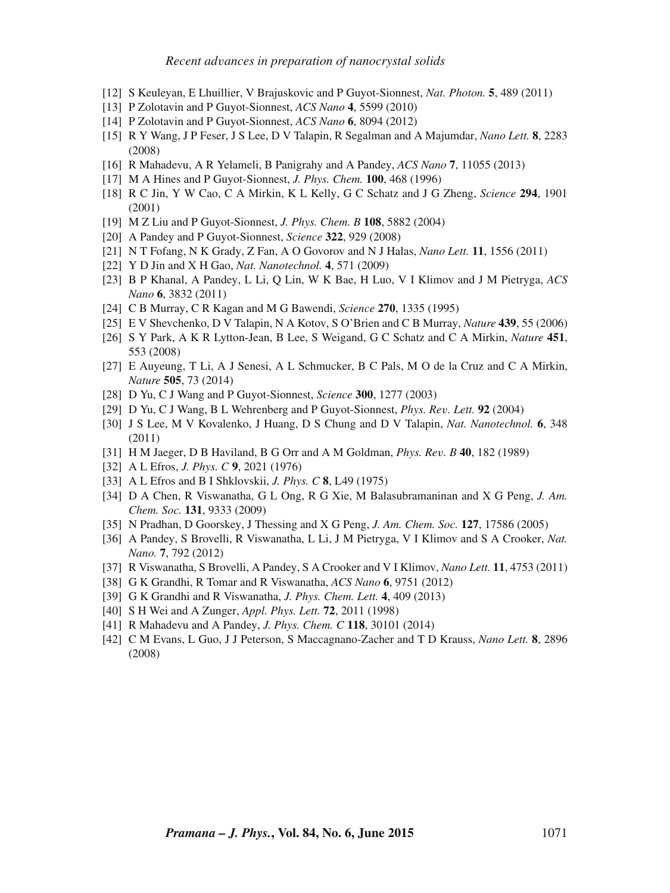[12] S Keuleyan, E Lhuillier, V Brajuskovic and P Guyot-Sionnest, *Nat. Photon.* **5**, 489 (2011)

[13] P Zolotavin and P Guyot-Sionnest, *ACS Nano* **4**, 5599 (2010)

[14] P Zolotavin and P Guyot-Sionnest, *ACS Nano* **6**, 8094 (2012)

[15] R Y Wang, J P Feser, J S Lee, D V Talapin, R Segalman and A Majumdar, *Nano Lett.* **8**, 2283 (2008)

[16] R Mahadevu, A R Yelameli, B Panigrahy and A Pandey, *ACS Nano* **7**, 11055 (2013)

[17] M A Hines and P Guyot-Sionnest, *J. Phys. Chem.* **100**, 468 (1996)

[18] R C Jin, Y W Cao, C A Mirkin, K L Kelly, G C Schatz and J G Zheng, *Science* **294**, 1901 (2001)

[19] M Z Liu and P Guyot-Sionnest, *J. Phys. Chem. B* **108**, 5882 (2004)

[20] A Pandey and P Guyot-Sionnest, *Science* **322**, 929 (2008)

[21] N T Fofang, N K Grady, Z Fan, A O Govorov and N J Halas, *Nano Lett.* **11**, 1556 (2011)

[22] Y D Jin and X H Gao, *Nat. Nanotechnol.* **4**, 571 (2009)

[23] B P Khanal, A Pandey, L Li, Q Lin, W K Bae, H Luo, V I Klimov and J M Pietryga, *ACS Nano* **6**, 3832 (2011)

[24] C B Murray, C R Kagan and M G Bawendi, *Science* **270**, 1335 (1995)

[25] E V Shevchenko, D V Talapin, N A Kotov, S O'Brien and C B Murray, *Nature* **439**, 55 (2006)

[26] S Y Park, A K R Lytton-Jean, B Lee, S Weigand, G C Schatz and C A Mirkin, *Nature* **451**, 553 (2008)

[27] E Auyeung, T Li, A J Senesi, A L Schmucker, B C Pals, M O de la Cruz and C A Mirkin, *Nature* **505**, 73 (2014)

[28] D Yu, C J Wang and P Guyot-Sionnest, *Science* **300**, 1277 (2003)

[29] D Yu, C J Wang, B L Wehrenberg and P Guyot-Sionnest, *Phys. Rev. Lett.* **92** (2004)

[30] J S Lee, M V Kovalenko, J Huang, D S Chung and D V Talapin, *Nat. Nanotechnol.* **6**, 348 (2011)

[31] H M Jaeger, D B Haviland, B G Orr and A M Goldman, *Phys. Rev. B* **40**, 182 (1989)

[32] A L Efros, *J. Phys. C* **9**, 2021 (1976)

[33] A L Efros and B I Shklovskii, *J. Phys. C* **8**, L49 (1975)

[34] D A Chen, R Viswanatha, G L Ong, R G Xie, M Balasubramaninan and X G Peng, *J. Am. Chem. Soc.* **131**, 9333 (2009)

[35] N Pradhan, D Goorskey, J Thessing and X G Peng, *J. Am. Chem. Soc.* **127**, 17586 (2005)

[36] A Pandey, S Brovelli, R Viswanatha, L Li, J M Pietryga, V I Klimov and S A Crooker, *Nat. Nano.* **7**, 792 (2012)

[37] R Viswanatha, S Brovelli, A Pandey, S A Crooker and V I Klimov, *Nano Lett.* **11**, 4753 (2011)

[38] G K Grandhi, R Tomar and R Viswanatha, *ACS Nano* **6**, 9751 (2012)

[39] G K Grandhi and R Viswanatha, *J. Phys. Chem. Lett.* **4**, 409 (2013)

[40] S H Wei and A Zunger, *Appl. Phys. Lett.* **72**, 2011 (1998)

[41] R Mahadevu and A Pandey, *J. Phys. Chem. C* **118**, 30101 (2014)

[42] C M Evans, L Guo, J J Peterson, S Maccagnano-Zacher and T D Krauss, *Nano Lett.* **8**, 2896 (2008)